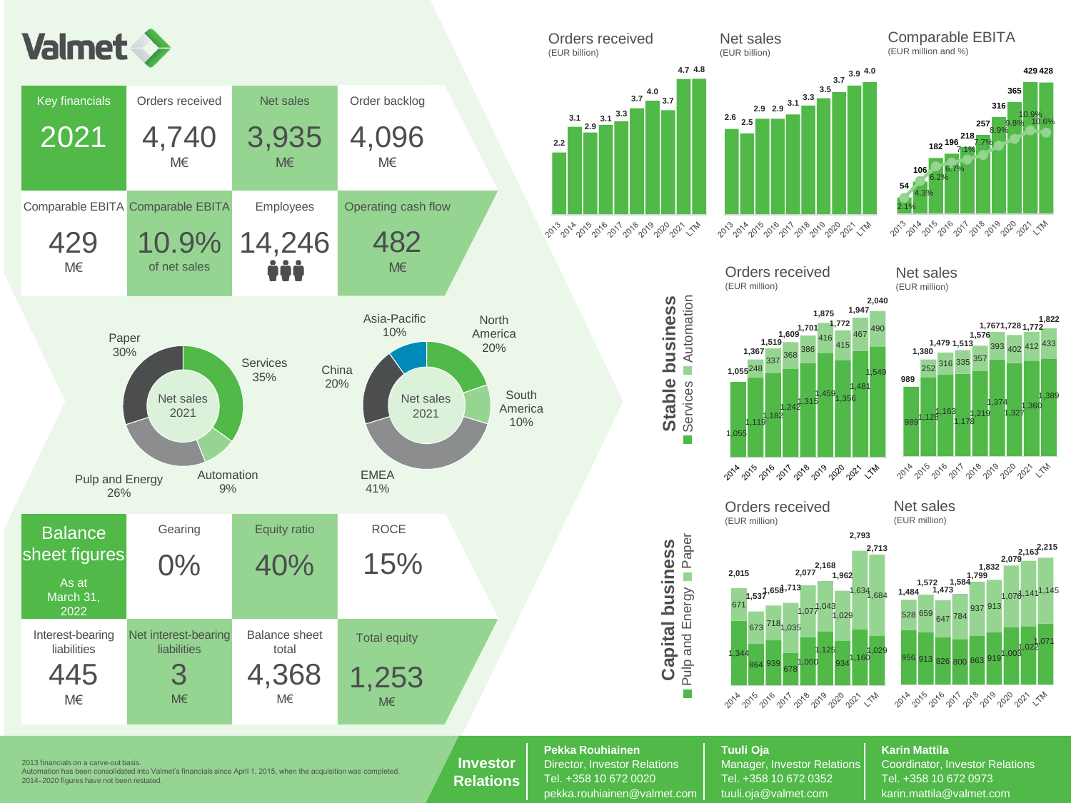# Valmet

## Key financials 2021

| Orders received | Net sales | Order backlog |
| --- | --- | --- |
| 4,740 M€ | 3,935 M€ | 4,096 M€ |

| Comparable EBITA | Comparable EBITA | Employees | Operating cash flow |
| --- | --- | --- | --- |
| 429 M€ | 10.9% of net sales | 14,246 | 482 M€ |

### Net sales 2021 (by business)

- Paper 30%
- Services 35%
- Automation 9%
- Pulp and Energy 26%

### Net sales 2021 (by area)

- North America 20%
- South America 10%
- EMEA 41%
- China 20%
- Asia-Pacific 10%

## Balance sheet figures

As at March 31, 2022

| Gearing | Equity ratio | ROCE |
| --- | --- | --- |
| 0% | 40% | 15% |

| Interest-bearing liabilities | Net interest-bearing liabilities | Balance sheet total | Total equity |
| --- | --- | --- | --- |
| 445 M€ | 3 M€ | 4,368 M€ | 1,253 M€ |

## Orders received (EUR billion)

| 2013 | 2014 | 2015 | 2016 | 2017 | 2018 | 2019 | 2020 | 2021 | LTM |
| --- | --- | --- | --- | --- | --- | --- | --- | --- | --- |
| 2.2 | 3.1 | 2.9 | 3.1 | 3.3 | 3.7 | 4.0 | 3.7 | 4.7 | 4.8 |

## Net sales (EUR billion)

| 2013 | 2014 | 2015 | 2016 | 2017 | 2018 | 2019 | 2020 | 2021 | LTM |
| --- | --- | --- | --- | --- | --- | --- | --- | --- | --- |
| 2.6 | 2.5 | 2.9 | 2.9 | 3.1 | 3.3 | 3.5 | 3.7 | 3.9 | 4.0 |

## Comparable EBITA (EUR million and %)

| | 2013 | 2014 | 2015 | 2016 | 2017 | 2018 | 2019 | 2020 | 2021 | LTM |
| --- | --- | --- | --- | --- | --- | --- | --- | --- | --- | --- |
| EUR million | 54 | 106 | 182 | 196 | 218 | 257 | 316 | 365 | 429 | 428 |
| % | 2.1% | 4.3% | 6.2% | 6.7% | 7.1% | 7.7% | 8.9% | 9.8% | 10.9% | 10.6% |

## Stable business

### Orders received (EUR million)

| | 2014 | 2015 | 2016 | 2017 | 2018 | 2019 | 2020 | 2021 | LTM |
| --- | --- | --- | --- | --- | --- | --- | --- | --- | --- |
| Total | 1,055 | 1,367 | 1,519 | 1,609 | 1,701 | 1,875 | 1,772 | 1,947 | 2,040 |
| Services | 1,055 | 1,119 | 1,182 | 1,242 | 1,315 | 1,459 | 1,356 | 1,481 | 1,549 |
| Automation | | 248 | 337 | 368 | 386 | 416 | 415 | 467 | 490 |

### Net sales (EUR million)

| | 2014 | 2015 | 2016 | 2017 | 2018 | 2019 | 2020 | 2021 | LTM |
| --- | --- | --- | --- | --- | --- | --- | --- | --- | --- |
| Total | 989 | 1,380 | 1,479 | 1,513 | 1,576 | 1,767 | 1,728 | 1,772 | 1,822 |
| Services | 989 | 1,128 | 1,163 | 1,178 | 1,219 | 1,374 | 1,327 | 1,360 | 1,389 |
| Automation | | 252 | 316 | 335 | 357 | 393 | 402 | 412 | 433 |

## Capital business

### Orders received (EUR million)

| | 2014 | 2015 | 2016 | 2017 | 2018 | 2019 | 2020 | 2021 | LTM |
| --- | --- | --- | --- | --- | --- | --- | --- | --- | --- |
| Total | 2,015 | 1,537 | 1,658 | 1,713 | 2,077 | 2,168 | 1,962 | 2,793 | 2,713 |
| Pulp and Energy | 1,344 | 864 | 939 | 678 | 1,000 | 1,125 | 934 | 1,160 | 1,029 |
| Paper | 671 | 673 | 718 | 1,035 | 1,077 | 1,043 | 1,029 | 1,634 | 1,684 |

### Net sales (EUR million)

| | 2014 | 2015 | 2016 | 2017 | 2018 | 2019 | 2020 | 2021 | LTM |
| --- | --- | --- | --- | --- | --- | --- | --- | --- | --- |
| Total | 1,484 | 1,572 | 1,473 | 1,584 | 1,799 | 1,832 | 2,079 | 2,163 | 2,215 |
| Pulp and Energy | 956 | 913 | 826 | 800 | 863 | 919 | 1,003 | 1,022 | 1,071 |
| Paper | 528 | 659 | 647 | 784 | 937 | 913 | 1,076 | 1,141 | 1,145 |

2013 financials on a carve-out basis.
Automation has been consolidated into Valmet's financials since April 1, 2015, when the acquisition was completed.
2014–2020 figures have not been restated.

## Investor Relations

**Pekka Rouhiainen**
Director, Investor Relations
Tel. +358 10 672 0020
pekka.rouhiainen@valmet.com

**Tuuli Oja**
Manager, Investor Relations
Tel. +358 10 672 0352
tuuli.oja@valmet.com

**Karin Mattila**
Coordinator, Investor Relations
Tel. +358 10 672 0973
karin.mattila@valmet.com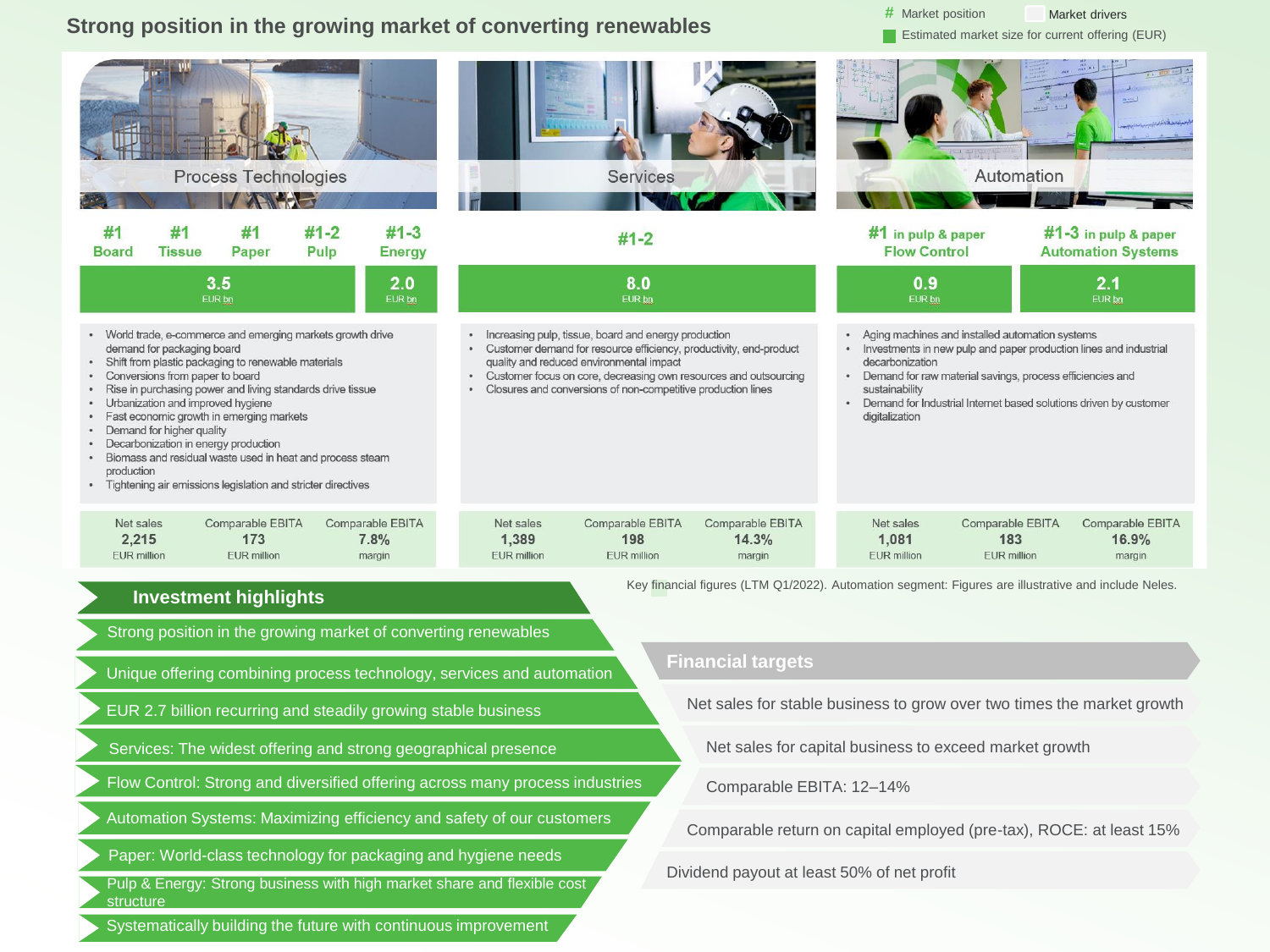# Strong position in the growing market of converting renewables

\# Market position
Market drivers
Estimated market size for current offering (EUR)

## Process Technologies

| #1 Board | #1 Tissue | #1 Paper | #1-2 Pulp | #1-3 Energy |
|---|---|---|---|---|

3.5 EUR bn | 2.0 EUR bn

- World trade, e-commerce and emerging markets growth drive demand for packaging board
- Shift from plastic packaging to renewable materials
- Conversions from paper to board
- Rise in purchasing power and living standards drive tissue
- Urbanization and improved hygiene
- Fast economic growth in emerging markets
- Demand for higher quality
- Decarbonization in energy production
- Biomass and residual waste used in heat and process steam production
- Tightening air emissions legislation and stricter directives

| Net sales | Comparable EBITA | Comparable EBITA |
|---|---|---|
| 2,215 | 173 | 7.8% |
| EUR million | EUR million | margin |

## Services

#1-2

8.0 EUR bn

- Increasing pulp, tissue, board and energy production
- Customer demand for resource efficiency, productivity, end-product quality and reduced environmental impact
- Customer focus on core, decreasing own resources and outsourcing
- Closures and conversions of non-competitive production lines

| Net sales | Comparable EBITA | Comparable EBITA |
|---|---|---|
| 1,389 | 198 | 14.3% |
| EUR million | EUR million | margin |

## Automation

#1 in pulp & paper Flow Control | #1-3 in pulp & paper Automation Systems

0.9 EUR bn | 2.1 EUR bn

- Aging machines and installed automation systems
- Investments in new pulp and paper production lines and industrial decarbonization
- Demand for raw material savings, process efficiencies and sustainability
- Demand for Industrial Internet based solutions driven by customer digitalization

| Net sales | Comparable EBITA | Comparable EBITA |
|---|---|---|
| 1,081 | 183 | 16.9% |
| EUR million | EUR million | margin |

Key financial figures (LTM Q1/2022). Automation segment: Figures are illustrative and include Neles.

## Investment highlights

- Strong position in the growing market of converting renewables
- Unique offering combining process technology, services and automation
- EUR 2.7 billion recurring and steadily growing stable business
- Services: The widest offering and strong geographical presence
- Flow Control: Strong and diversified offering across many process industries
- Automation Systems: Maximizing efficiency and safety of our customers
- Paper: World-class technology for packaging and hygiene needs
- Pulp & Energy: Strong business with high market share and flexible cost structure
- Systematically building the future with continuous improvement

## Financial targets

- Net sales for stable business to grow over two times the market growth
- Net sales for capital business to exceed market growth
- Comparable EBITA: 12–14%
- Comparable return on capital employed (pre-tax), ROCE: at least 15%
- Dividend payout at least 50% of net profit